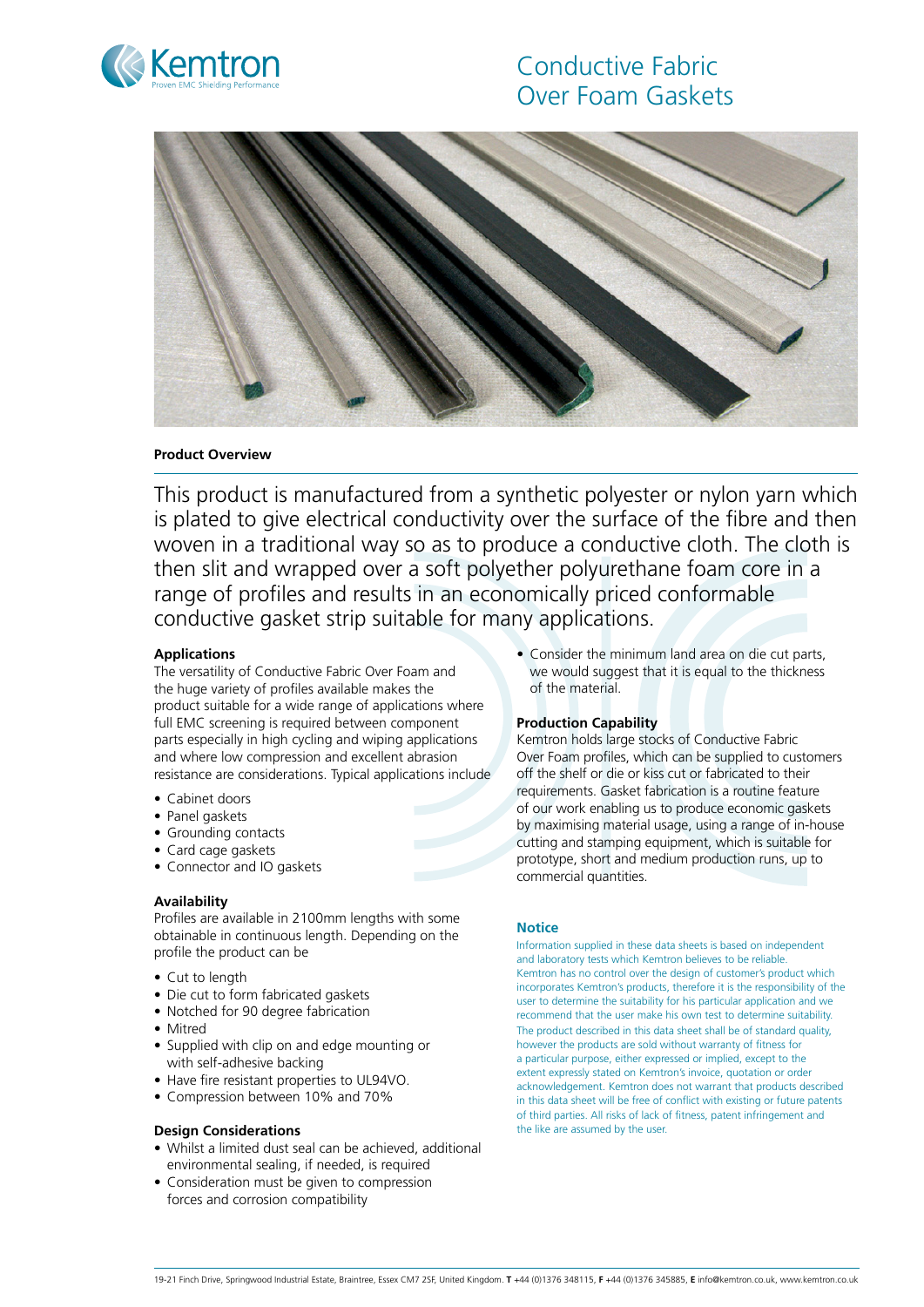Kemtron
Proven EMC Shielding Performance

# Conductive Fabric Over Foam Gaskets

**Product Overview**

This product is manufactured from a synthetic polyester or nylon yarn which is plated to give electrical conductivity over the surface of the fibre and then woven in a traditional way so as to produce a conductive cloth. The cloth is then slit and wrapped over a soft polyether polyurethane foam core in a range of profiles and results in an economically priced conformable conductive gasket strip suitable for many applications.

### Applications

The versatility of Conductive Fabric Over Foam and the huge variety of profiles available makes the product suitable for a wide range of applications where full EMC screening is required between component parts especially in high cycling and wiping applications and where low compression and excellent abrasion resistance are considerations. Typical applications include

- Cabinet doors
- Panel gaskets
- Grounding contacts
- Card cage gaskets
- Connector and IO gaskets

### Availability

Profiles are available in 2100mm lengths with some obtainable in continuous length. Depending on the profile the product can be

- Cut to length
- Die cut to form fabricated gaskets
- Notched for 90 degree fabrication
- Mitred
- Supplied with clip on and edge mounting or with self-adhesive backing
- Have fire resistant properties to UL94VO.
- Compression between 10% and 70%

### Design Considerations

- Whilst a limited dust seal can be achieved, additional environmental sealing, if needed, is required
- Consideration must be given to compression forces and corrosion compatibility
- Consider the minimum land area on die cut parts, we would suggest that it is equal to the thickness of the material.

### Production Capability

Kemtron holds large stocks of Conductive Fabric Over Foam profiles, which can be supplied to customers off the shelf or die or kiss cut or fabricated to their requirements. Gasket fabrication is a routine feature of our work enabling us to produce economic gaskets by maximising material usage, using a range of in-house cutting and stamping equipment, which is suitable for prototype, short and medium production runs, up to commercial quantities.

### Notice

Information supplied in these data sheets is based on independent and laboratory tests which Kemtron believes to be reliable. Kemtron has no control over the design of customer's product which incorporates Kemtron's products, therefore it is the responsibility of the user to determine the suitability for his particular application and we recommend that the user make his own test to determine suitability. The product described in this data sheet shall be of standard quality, however the products are sold without warranty of fitness for a particular purpose, either expressed or implied, except to the extent expressly stated on Kemtron's invoice, quotation or order acknowledgement. Kemtron does not warrant that products described in this data sheet will be free of conflict with existing or future patents of third parties. All risks of lack of fitness, patent infringement and the like are assumed by the user.

19-21 Finch Drive, Springwood Industrial Estate, Braintree, Essex CM7 2SF, United Kingdom. **T** +44 (0)1376 348115, **F** +44 (0)1376 345885, **E** info@kemtron.co.uk, www.kemtron.co.uk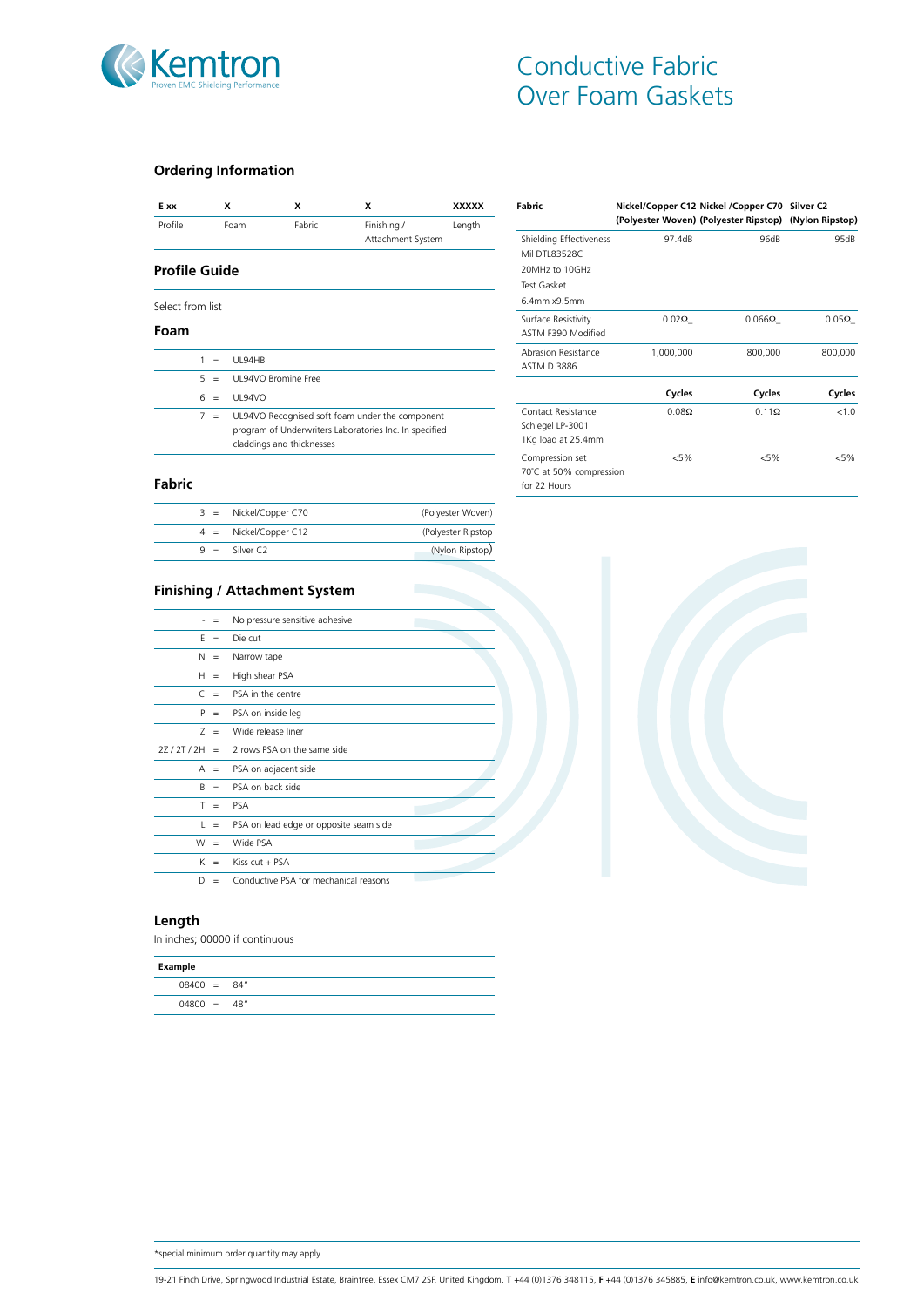# Conductive Fabric Over Foam Gaskets

## Ordering Information

| E xx | X | X | X | XXXXX |
|---|---|---|---|---|
| Profile | Foam | Fabric | Finishing / Attachment System | Length |

## Profile Guide

Select from list

### Foam

| | | |
|---|---|---|
| 1 | = | UL94HB |
| 5 | = | UL94VO Bromine Free |
| 6 | = | UL94VO |
| 7 | = | UL94VO Recognised soft foam under the component program of Underwriters Laboratories Inc. In specified claddings and thicknesses |

### Fabric

| | | | |
|---|---|---|---|
| 3 | = | Nickel/Copper C70 | (Polyester Woven) |
| 4 | = | Nickel/Copper C12 | (Polyester Ripstop |
| 9 | = | Silver C2 | (Nylon Ripstop) |

### Finishing / Attachment System

| | | |
|---|---|---|
| - | = | No pressure sensitive adhesive |
| E | = | Die cut |
| N | = | Narrow tape |
| H | = | High shear PSA |
| C | = | PSA in the centre |
| P | = | PSA on inside leg |
| Z | = | Wide release liner |
| 2Z / 2T / 2H | = | 2 rows PSA on the same side |
| A | = | PSA on adjacent side |
| B | = | PSA on back side |
| T | = | PSA |
| L | = | PSA on lead edge or opposite seam side |
| W | = | Wide PSA |
| K | = | Kiss cut + PSA |
| D | = | Conductive PSA for mechanical reasons |

### Length

In inches; 00000 if continuous

| Example | | |
|---|---|---|
| 08400 | = | 84" |
| 04800 | = | 48" |

| Fabric | Nickel/Copper C12 (Polyester Woven) | Nickel /Copper C70 (Polyester Ripstop) | Silver C2 (Nylon Ripstop) |
|---|---|---|---|
| Shielding Effectiveness Mil DTL83528C 20MHz to 10GHz Test Gasket 6.4mm x9.5mm | 97.4dB | 96dB | 95dB |
| Surface Resistivity ASTM F390 Modified | 0.02Ω_ | 0.066Ω_ | 0.05Ω_ |
| Abrasion Resistance ASTM D 3886 | 1,000,000 | 800,000 | 800,000 |
| | **Cycles** | **Cycles** | **Cycles** |
| Contact Resistance Schlegel LP-3001 1Kg load at 25.4mm | 0.08Ω | 0.11Ω | <1.0 |
| Compression set 70˚C at 50% compression for 22 Hours | <5% | <5% | <5% |

*special minimum order quantity may apply

19-21 Finch Drive, Springwood Industrial Estate, Braintree, Essex CM7 2SF, United Kingdom. **T** +44 (0)1376 348115, **F** +44 (0)1376 345885, **E** info@kemtron.co.uk, www.kemtron.co.uk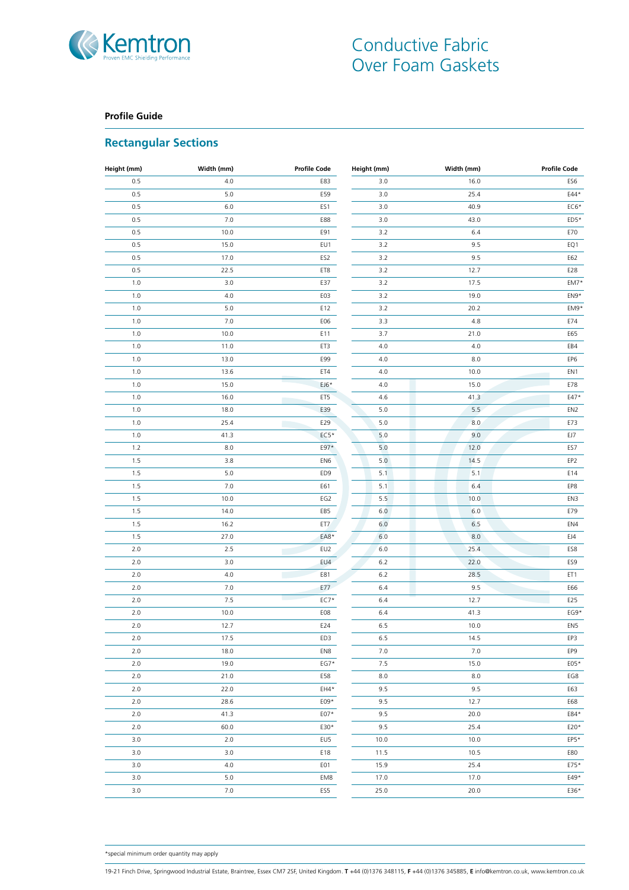# Conductive Fabric Over Foam Gaskets

**Profile Guide**

## Rectangular Sections

| Height (mm) | Width (mm) | Profile Code |
|---|---|---|
| 0.5 | 4.0 | E83 |
| 0.5 | 5.0 | E59 |
| 0.5 | 6.0 | ES1 |
| 0.5 | 7.0 | E88 |
| 0.5 | 10.0 | E91 |
| 0.5 | 15.0 | EU1 |
| 0.5 | 17.0 | ES2 |
| 0.5 | 22.5 | ET8 |
| 1.0 | 3.0 | E37 |
| 1.0 | 4.0 | E03 |
| 1.0 | 5.0 | E12 |
| 1.0 | 7.0 | E06 |
| 1.0 | 10.0 | E11 |
| 1.0 | 11.0 | ET3 |
| 1.0 | 13.0 | E99 |
| 1.0 | 13.6 | ET4 |
| 1.0 | 15.0 | EJ6* |
| 1.0 | 16.0 | ET5 |
| 1.0 | 18.0 | E39 |
| 1.0 | 25.4 | E29 |
| 1.0 | 41.3 | EC5* |
| 1.2 | 8.0 | E97* |
| 1.5 | 3.8 | EN6 |
| 1.5 | 5.0 | ED9 |
| 1.5 | 7.0 | E61 |
| 1.5 | 10.0 | EG2 |
| 1.5 | 14.0 | EB5 |
| 1.5 | 16.2 | ET7 |
| 1.5 | 27.0 | EA8* |
| 2.0 | 2.5 | EU2 |
| 2.0 | 3.0 | EU4 |
| 2.0 | 4.0 | E81 |
| 2.0 | 7.0 | E77 |
| 2.0 | 7.5 | EC7* |
| 2.0 | 10.0 | E08 |
| 2.0 | 12.7 | E24 |
| 2.0 | 17.5 | ED3 |
| 2.0 | 18.0 | EN8 |
| 2.0 | 19.0 | EG7* |
| 2.0 | 21.0 | E58 |
| 2.0 | 22.0 | EH4* |
| 2.0 | 28.6 | E09* |
| 2.0 | 41.3 | E07* |
| 2.0 | 60.0 | E30* |
| 3.0 | 2.0 | EU5 |
| 3.0 | 3.0 | E18 |
| 3.0 | 4.0 | E01 |
| 3.0 | 5.0 | EM8 |
| 3.0 | 7.0 | ES5 |
| 3.0 | 16.0 | ES6 |
| 3.0 | 25.4 | E44* |
| 3.0 | 40.9 | EC6* |
| 3.0 | 43.0 | ED5* |
| 3.2 | 6.4 | E70 |
| 3.2 | 9.5 | EQ1 |
| 3.2 | 9.5 | E62 |
| 3.2 | 12.7 | E28 |
| 3.2 | 17.5 | EM7* |
| 3.2 | 19.0 | EN9* |
| 3.2 | 20.2 | EM9* |
| 3.3 | 4.8 | E74 |
| 3.7 | 21.0 | E65 |
| 4.0 | 4.0 | EB4 |
| 4.0 | 8.0 | EP6 |
| 4.0 | 10.0 | EN1 |
| 4.0 | 15.0 | E78 |
| 4.6 | 41.3 | E47* |
| 5.0 | 5.5 | EN2 |
| 5.0 | 8.0 | E73 |
| 5.0 | 9.0 | EJ7 |
| 5.0 | 12.0 | ES7 |
| 5.0 | 14.5 | EP2 |
| 5.1 | 5.1 | E14 |
| 5.1 | 6.4 | EP8 |
| 5.5 | 10.0 | EN3 |
| 6.0 | 6.0 | E79 |
| 6.0 | 6.5 | EN4 |
| 6.0 | 8.0 | EJ4 |
| 6.0 | 25.4 | ES8 |
| 6.2 | 22.0 | ES9 |
| 6.2 | 28.5 | ET1 |
| 6.4 | 9.5 | E66 |
| 6.4 | 12.7 | E25 |
| 6.4 | 41.3 | EG9* |
| 6.5 | 10.0 | EN5 |
| 6.5 | 14.5 | EP3 |
| 7.0 | 7.0 | EP9 |
| 7.5 | 15.0 | E05* |
| 8.0 | 8.0 | EG8 |
| 9.5 | 9.5 | E63 |
| 9.5 | 12.7 | E68 |
| 9.5 | 20.0 | E84* |
| 9.5 | 25.4 | E20* |
| 10.0 | 10.0 | EP5* |
| 11.5 | 10.5 | E80 |
| 15.9 | 25.4 | E75* |
| 17.0 | 17.0 | E49* |
| 25.0 | 20.0 | E36* |

*special minimum order quantity may apply

19-21 Finch Drive, Springwood Industrial Estate, Braintree, Essex CM7 2SF, United Kingdom. **T** +44 (0)1376 348115, **F** +44 (0)1376 345885, **E** info@kemtron.co.uk, www.kemtron.co.uk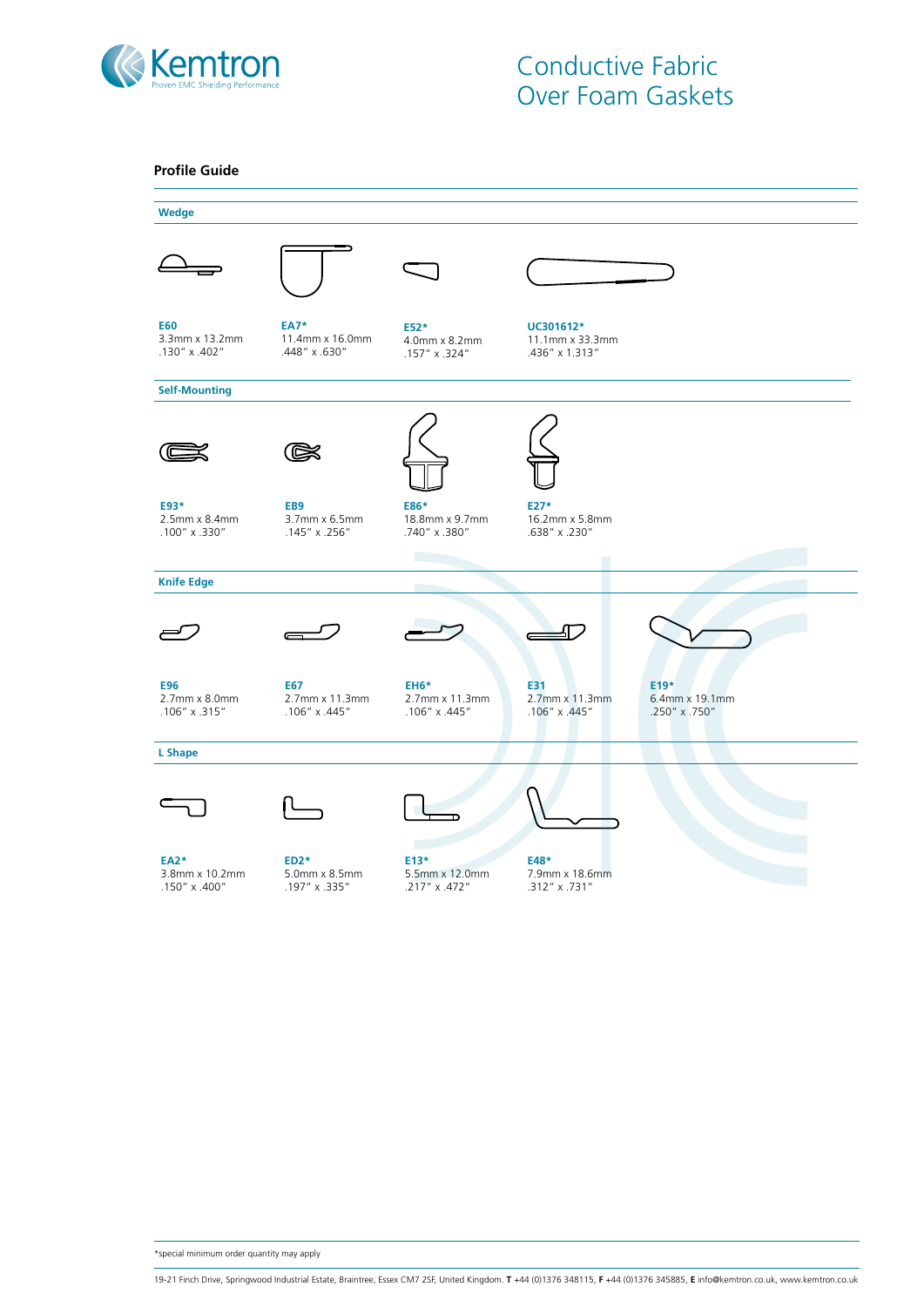# Conductive Fabric Over Foam Gaskets

## Profile Guide

### Wedge

**E60**
3.3mm x 13.2mm
.130" x .402"

**EA7***
11.4mm x 16.0mm
.448" x .630"

**E52***
4.0mm x 8.2mm
.157" x .324"

**UC301612***
11.1mm x 33.3mm
.436" x 1.313"

### Self-Mounting

**E93***
2.5mm x 8.4mm
.100" x .330"

**EB9**
3.7mm x 6.5mm
.145" x .256"

**E86***
18.8mm x 9.7mm
.740" x .380"

**E27***
16.2mm x 5.8mm
.638" x .230"

### Knife Edge

**E96**
2.7mm x 8.0mm
.106" x .315"

**E67**
2.7mm x 11.3mm
.106" x .445"

**EH6***
2.7mm x 11.3mm
.106" x .445"

**E31**
2.7mm x 11.3mm
.106" x .445"

**E19***
6.4mm x 19.1mm
.250" x .750"

### L Shape

**EA2***
3.8mm x 10.2mm
.150" x .400"

**ED2***
5.0mm x 8.5mm
.197" x .335"

**E13***
5.5mm x 12.0mm
.217" x .472"

**E48***
7.9mm x 18.6mm
.312" x .731"

*special minimum order quantity may apply

19-21 Finch Drive, Springwood Industrial Estate, Braintree, Essex CM7 2SF, United Kingdom. **T** +44 (0)1376 348115, **F** +44 (0)1376 345885, **E** info@kemtron.co.uk, www.kemtron.co.uk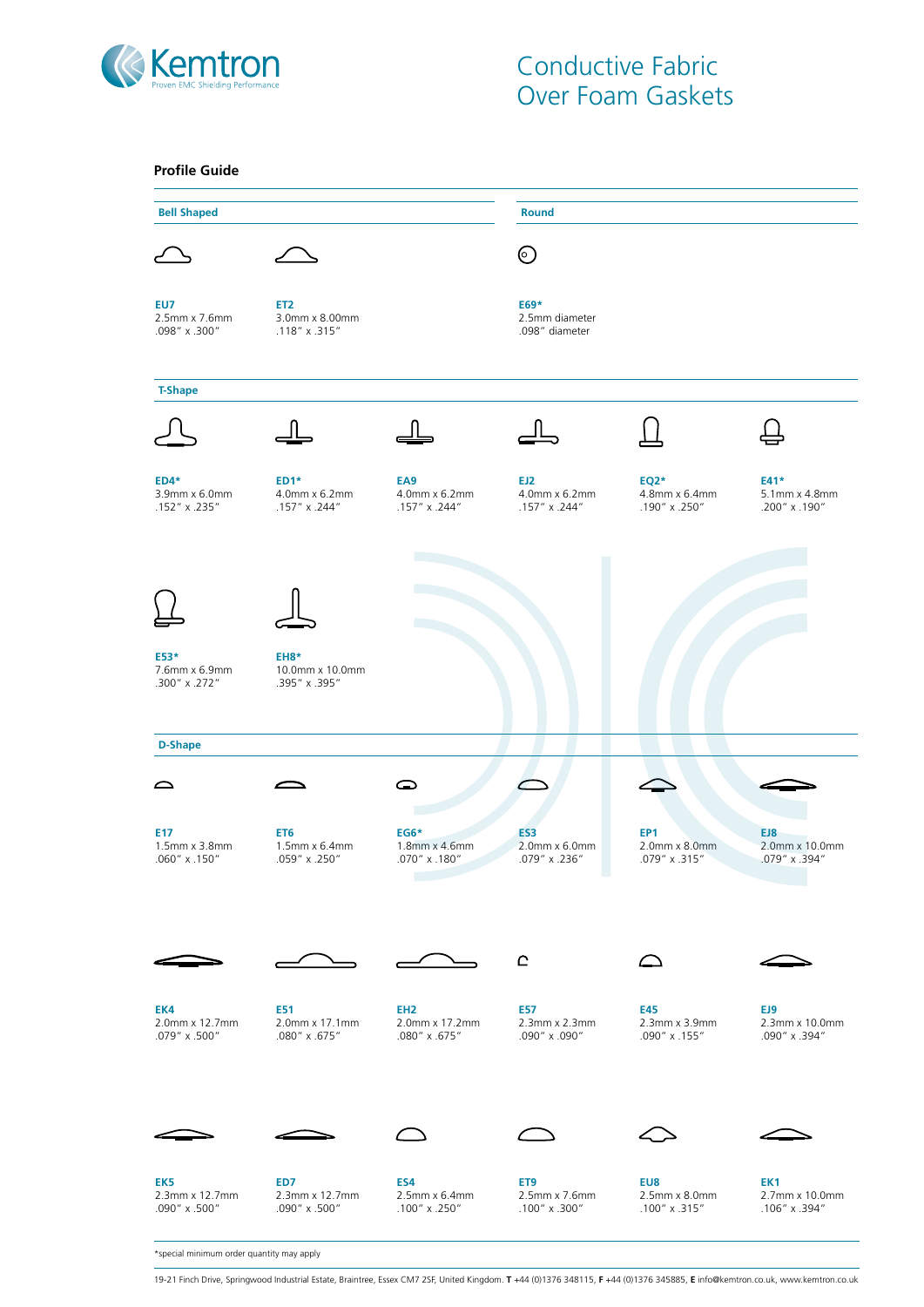# Conduct­ive Fabric Over Foam Gaskets

## Profile Guide

### Bell Shaped

**EU7**
2.5mm x 7.6mm
.098" x .300"

**ET2**
3.0mm x 8.00mm
.118" x .315"

### Round

**E69***
2.5mm diameter
.098" diameter

### T-Shape

**ED4***
3.9mm x 6.0mm
.152" x .235"

**ED1***
4.0mm x 6.2mm
.157" x .244"

**EA9**
4.0mm x 6.2mm
.157" x .244"

**EJ2**
4.0mm x 6.2mm
.157" x .244"

**EQ2***
4.8mm x 6.4mm
.190" x .250"

**E41***
5.1mm x 4.8mm
.200" x .190"

**E53***
7.6mm x 6.9mm
.300" x .272"

**EH8***
10.0mm x 10.0mm
.395" x .395"

### D-Shape

**E17**
1.5mm x 3.8mm
.060" x .150"

**ET6**
1.5mm x 6.4mm
.059" x .250"

**EG6***
1.8mm x 4.6mm
.070" x .180"

**ES3**
2.0mm x 6.0mm
.079" x .236"

**EP1**
2.0mm x 8.0mm
.079" x .315"

**EJ8**
2.0mm x 10.0mm
.079" x .394"

**EK4**
2.0mm x 12.7mm
.079" x .500"

**E51**
2.0mm x 17.1mm
.080" x .675"

**EH2**
2.0mm x 17.2mm
.080" x .675"

**E57**
2.3mm x 2.3mm
.090" x .090"

**E45**
2.3mm x 3.9mm
.090" x .155"

**EJ9**
2.3mm x 10.0mm
.090" x .394"

**EK5**
2.3mm x 12.7mm
.090" x .500"

**ED7**
2.3mm x 12.7mm
.090" x .500"

**ES4**
2.5mm x 6.4mm
.100" x .250"

**ET9**
2.5mm x 7.6mm
.100" x .300"

**EU8**
2.5mm x 8.0mm
.100" x .315"

**EK1**
2.7mm x 10.0mm
.106" x .394"

*special minimum order quantity may apply

19-21 Finch Drive, Springwood Industrial Estate, Braintree, Essex CM7 2SF, United Kingdom. **T** +44 (0)1376 348115, **F** +44 (0)1376 345885, **E** info@kemtron.co.uk, www.kemtron.co.uk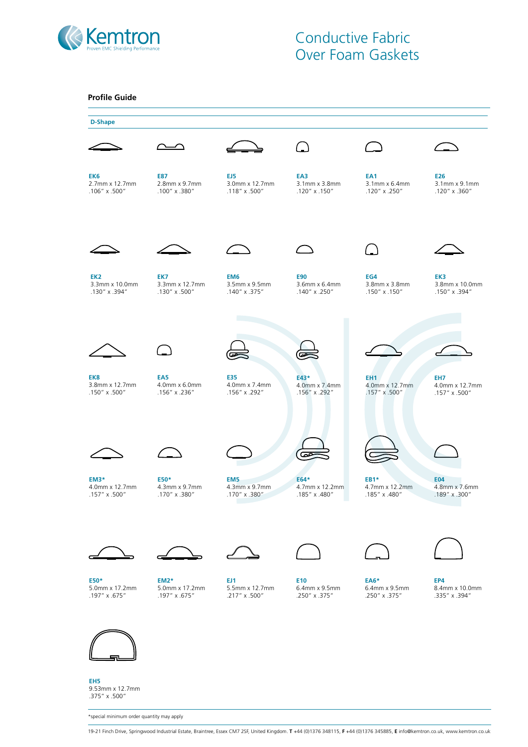# Conductive Fabric Over Foam Gaskets

## Profile Guide

### D-Shape

| Profile | Size (mm) | Size (inches) |
|---|---|---|
| EK6 | 2.7mm x 12.7mm | .106" x .500" |
| E87 | 2.8mm x 9.7mm | .100" x .380" |
| EJ5 | 3.0mm x 12.7mm | .118" x .500" |
| EA3 | 3.1mm x 3.8mm | .120" x .150" |
| EA1 | 3.1mm x 6.4mm | .120" x .250" |
| E26 | 3.1mm x 9.1mm | .120" x .360" |
| EK2 | 3.3mm x 10.0mm | .130" x .394" |
| EK7 | 3.3mm x 12.7mm | .130" x .500" |
| EM6 | 3.5mm x 9.5mm | .140" x .375" |
| E90 | 3.6mm x 6.4mm | .140" x .250" |
| EG4 | 3.8mm x 3.8mm | .150" x .150" |
| EK3 | 3.8mm x 10.0mm | .150" x .394" |
| EK8 | 3.8mm x 12.7mm | .150" x .500" |
| EA5 | 4.0mm x 6.0mm | .156" x .236" |
| E35 | 4.0mm x 7.4mm | .156" x .292" |
| E43* | 4.0mm x 7.4mm | .156" x .292" |
| EH1 | 4.0mm x 12.7mm | .157" x .500" |
| EH7 | 4.0mm x 12.7mm | .157" x .500" |
| EM3* | 4.0mm x 12.7mm | .157" x .500" |
| E50* | 4.3mm x 9.7mm | .170" x .380" |
| EM5 | 4.3mm x 9.7mm | .170" x .380" |
| E64* | 4.7mm x 12.2mm | .185" x .480" |
| EB1* | 4.7mm x 12.2mm | .185" x .480" |
| E04 | 4.8mm x 7.6mm | .189" x .300" |
| E50* | 5.0mm x 17.2mm | .197" x .675" |
| EM2* | 5.0mm x 17.2mm | .197" x .675" |
| EJ1 | 5.5mm x 12.7mm | .217" x .500" |
| E10 | 6.4mm x 9.5mm | .250" x .375" |
| EA6* | 6.4mm x 9.5mm | .250" x .375" |
| EP4 | 8.4mm x 10.0mm | .335" x .394" |
| EH5 | 9.53mm x 12.7mm | .375" x .500" |

*special minimum order quantity may apply

19-21 Finch Drive, Springwood Industrial Estate, Braintree, Essex CM7 2SF, United Kingdom. **T** +44 (0)1376 348115, **F** +44 (0)1376 345885, **E** info@kemtron.co.uk, www.kemtron.co.uk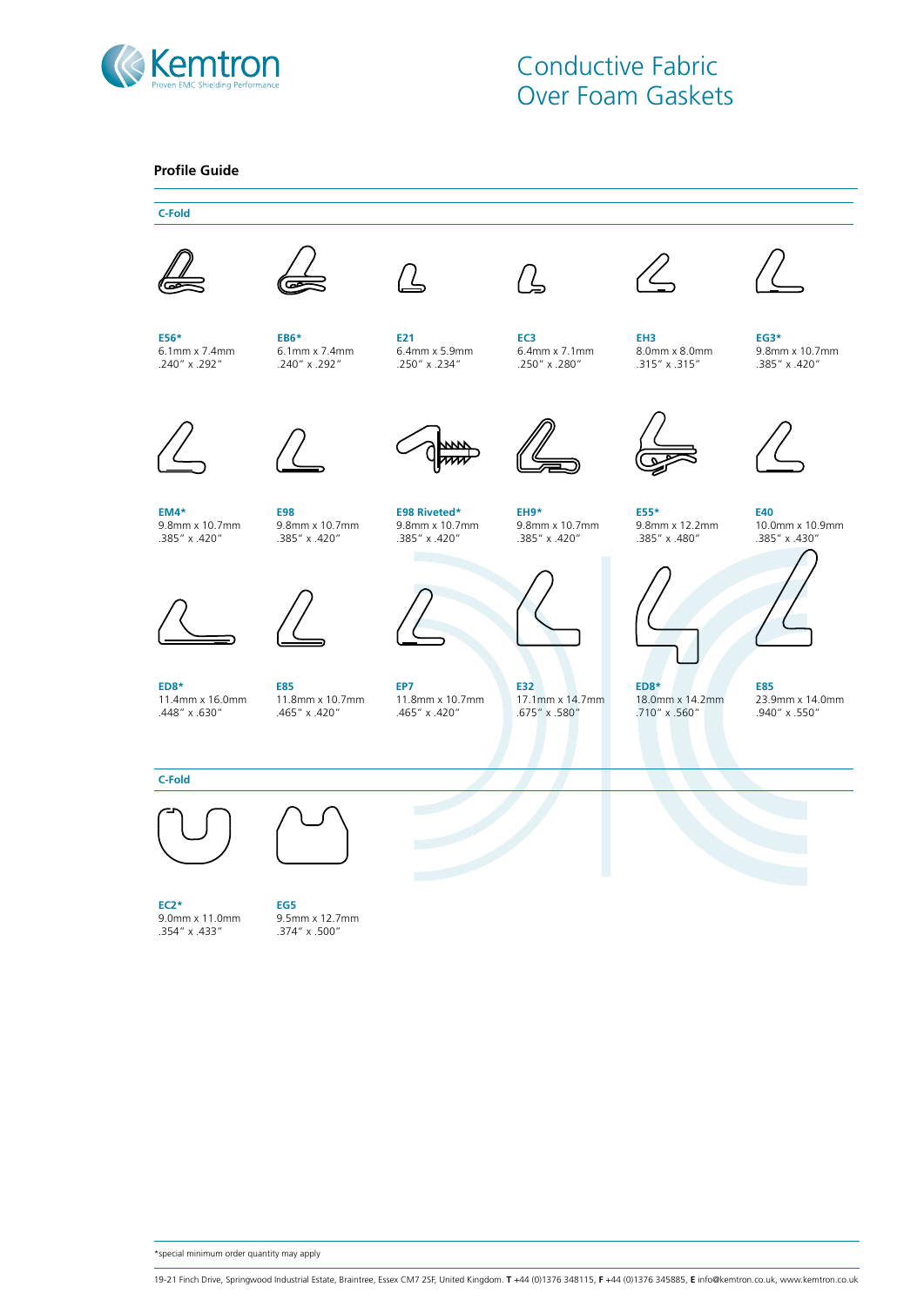# Conduct﻿ive Fabric Over Foam Gaskets

## Profile Guide

### C-Fold

**E56***
6.1mm x 7.4mm
.240″ x .292″

**EB6***
6.1mm x 7.4mm
.240″ x .292″

**E21**
6.4mm x 5.9mm
.250″ x .234″

**EC3**
6.4mm x 7.1mm
.250″ x .280″

**EH3**
8.0mm x 8.0mm
.315″ x .315″

**EG3***
9.8mm x 10.7mm
.385″ x .420″

**EM4***
9.8mm x 10.7mm
.385″ x .420″

**E98**
9.8mm x 10.7mm
.385″ x .420″

**E98 Riveted***
9.8mm x 10.7mm
.385″ x .420″

**EH9***
9.8mm x 10.7mm
.385″ x .420″

**E55***
9.8mm x 12.2mm
.385″ x .480″

**E40**
10.0mm x 10.9mm
.385″ x .430″

**ED8***
11.4mm x 16.0mm
.448″ x .630″

**E85**
11.8mm x 10.7mm
.465″ x .420″

**EP7**
11.8mm x 10.7mm
.465″ x .420″

**E32**
17.1mm x 14.7mm
.675″ x .580″

**ED8***
18.0mm x 14.2mm
.710″ x .560″

**E85**
23.9mm x 14.0mm
.940″ x .550″

### C-Fold

**EC2***
9.0mm x 11.0mm
.354″ x .433″

**EG5**
9.5mm x 12.7mm
.374″ x .500″

*special minimum order quantity may apply

19-21 Finch Drive, Springwood Industrial Estate, Braintree, Essex CM7 2SF, United Kingdom. **T** +44 (0)1376 348115, **F** +44 (0)1376 345885, **E** info@kemtron.co.uk, www.kemtron.co.uk